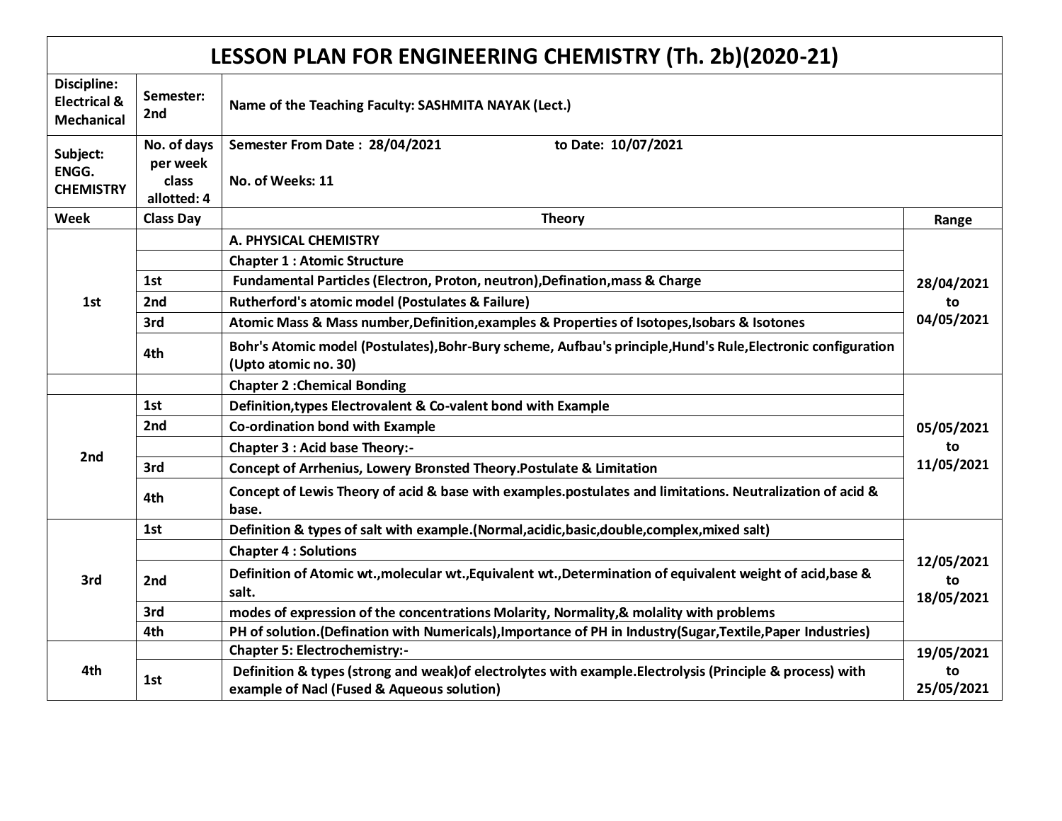# LESSON PLAN FOR ENGINEERING CHEMISTRY (Th. 2b)(2020-21)

| Discipline: Electrical & Mechanical | Semester: 2nd | Name of the Teaching Faculty: SASHMITA NAYAK (Lect.) | |
|---|---|---|---|
| Subject: ENGG. CHEMISTRY | No. of days per week class allotted: 4 | Semester From Date : 28/04/2021 to Date: 10/07/2021<br>No. of Weeks: 11 | |
| **Week** | **Class Day** | **Theory** | **Range** |
| 1st | | A. PHYSICAL CHEMISTRY | 28/04/2021 to 04/05/2021 |
| | | Chapter 1 : Atomic Structure | |
| | 1st | Fundamental Particles (Electron, Proton, neutron),Defination,mass & Charge | |
| | 2nd | Rutherford's atomic model (Postulates & Failure) | |
| | 3rd | Atomic Mass & Mass number,Definition,examples & Properties of Isotopes,Isobars & Isotones | |
| | 4th | Bohr's Atomic model (Postulates),Bohr-Bury scheme, Aufbau's principle,Hund's Rule,Electronic configuration (Upto atomic no. 30) | |
| | | Chapter 2 :Chemical Bonding | 05/05/2021 to 11/05/2021 |
| 2nd | 1st | Definition,types Electrovalent & Co-valent bond with Example | |
| | 2nd | Co-ordination bond with Example | |
| | | Chapter 3 : Acid base Theory:- | |
| | 3rd | Concept of Arrhenius, Lowery Bronsted Theory.Postulate & Limitation | |
| | 4th | Concept of Lewis Theory of acid & base with examples.postulates and limitations. Neutralization of acid & base. | |
| 3rd | 1st | Definition & types of salt with example.(Normal,acidic,basic,double,complex,mixed salt) | 12/05/2021 to 18/05/2021 |
| | | Chapter 4 : Solutions | |
| | 2nd | Definition of Atomic wt.,molecular wt.,Equivalent wt.,Determination of equivalent weight of acid,base & salt. | |
| | 3rd | modes of expression of the concentrations Molarity, Normality,& molality with problems | |
| | 4th | PH of solution.(Defination with Numericals),Importance of PH in Industry(Sugar,Textile,Paper Industries) | |
| 4th | | Chapter 5: Electrochemistry:- | 19/05/2021 to 25/05/2021 |
| | 1st | Definition & types (strong and weak)of electrolytes with example.Electrolysis (Principle & process) with example of Nacl (Fused & Aqueous solution) | |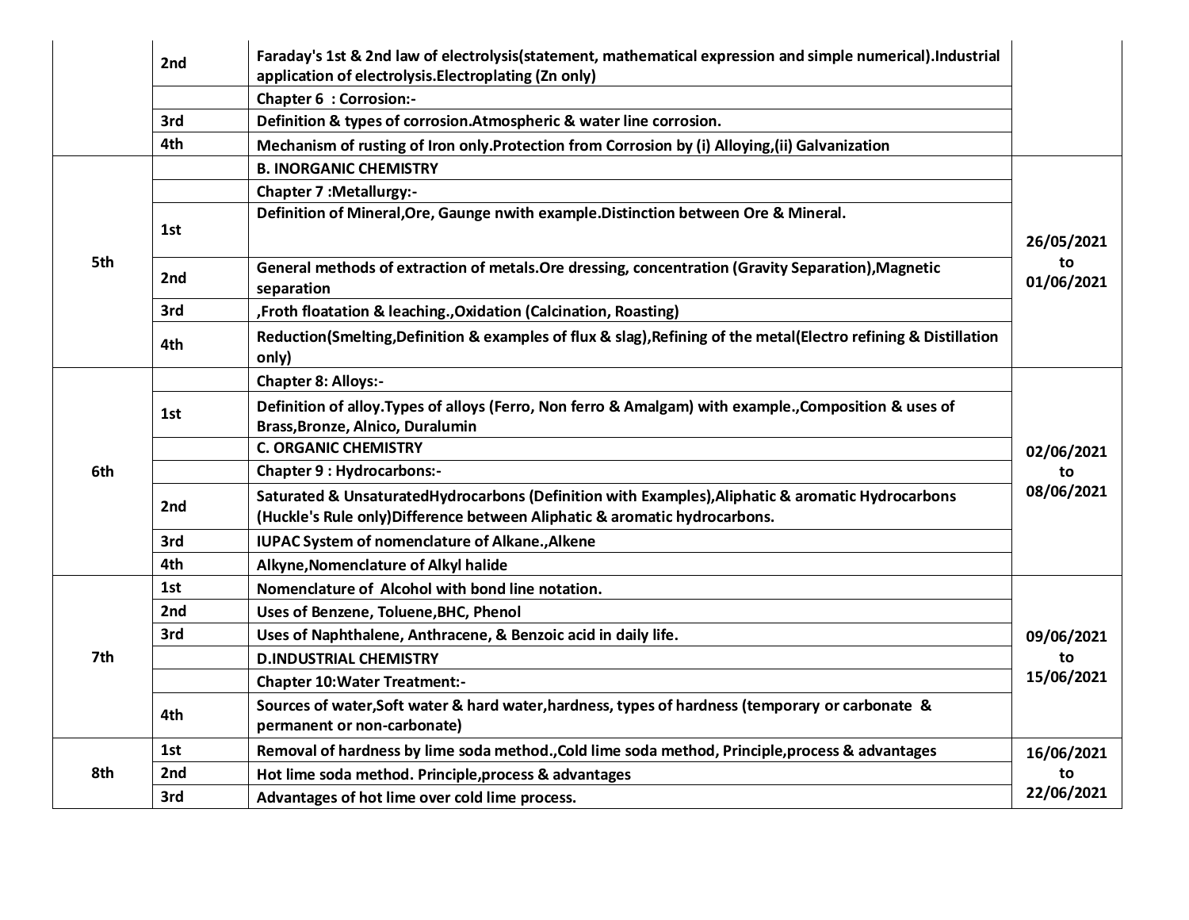| | | | |
|---|---|---|---|
| | 2nd | **Faraday's 1st & 2nd law of electrolysis(statement, mathematical expression and simple numerical).Industrial application of electrolysis.Electroplating (Zn only)** | |
| | | **Chapter 6 : Corrosion:-** | |
| | 3rd | **Definition & types of corrosion.Atmospheric & water line corrosion.** | |
| | 4th | **Mechanism of rusting of Iron only.Protection from Corrosion by (i) Alloying,(ii) Galvanization** | |
| **5th** | | **B. INORGANIC CHEMISTRY** | **26/05/2021 to 01/06/2021** |
| | | **Chapter 7 :Metallurgy:-** | |
| | 1st | **Definition of Mineral,Ore, Gaunge nwith example.Distinction between Ore & Mineral.** | |
| | 2nd | **General methods of extraction of metals.Ore dressing, concentration (Gravity Separation),Magnetic separation** | |
| | 3rd | **,Froth floatation & leaching.,Oxidation (Calcination, Roasting)** | |
| | 4th | **Reduction(Smelting,Definition & examples of flux & slag),Refining of the metal(Electro refining & Distillation only)** | |
| **6th** | | **Chapter 8: Alloys:-** | **02/06/2021 to 08/06/2021** |
| | 1st | **Definition of alloy.Types of alloys (Ferro, Non ferro & Amalgam) with example.,Composition & uses of Brass,Bronze, Alnico, Duralumin** | |
| | | **C. ORGANIC CHEMISTRY** | |
| | | **Chapter 9 : Hydrocarbons:-** | |
| | 2nd | **Saturated & UnsaturatedHydrocarbons (Definition with Examples),Aliphatic & aromatic Hydrocarbons (Huckle's Rule only)Difference between Aliphatic & aromatic hydrocarbons.** | |
| | 3rd | **IUPAC System of nomenclature of Alkane.,Alkene** | |
| | 4th | **Alkyne,Nomenclature of Alkyl halide** | |
| **7th** | 1st | **Nomenclature of Alcohol with bond line notation.** | **09/06/2021 to 15/06/2021** |
| | 2nd | **Uses of Benzene, Toluene,BHC, Phenol** | |
| | 3rd | **Uses of Naphthalene, Anthracene, & Benzoic acid in daily life.** | |
| | | **D.INDUSTRIAL CHEMISTRY** | |
| | | **Chapter 10:Water Treatment:-** | |
| | 4th | **Sources of water,Soft water & hard water,hardness, types of hardness (temporary or carbonate & permanent or non-carbonate)** | |
| **8th** | 1st | **Removal of hardness by lime soda method.,Cold lime soda method, Principle,process & advantages** | **16/06/2021 to 22/06/2021** |
| | 2nd | **Hot lime soda method. Principle,process & advantages** | |
| | 3rd | **Advantages of hot lime over cold lime process.** | |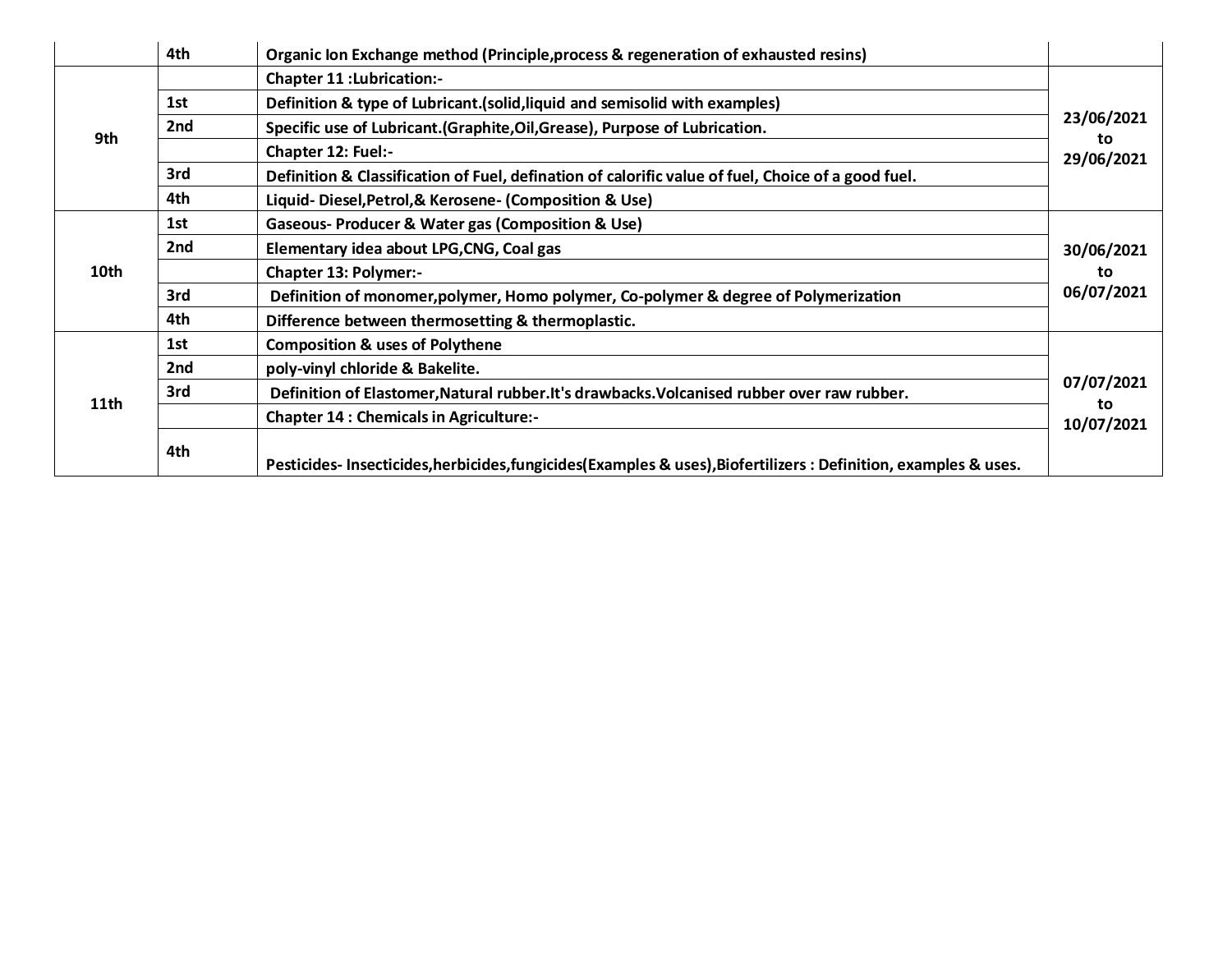| | | | |
|---|---|---|---|
| | 4th | Organic Ion Exchange method (Principle,process & regeneration of exhausted resins) | |
| 9th | | Chapter 11 :Lubrication:- | 23/06/2021 to 29/06/2021 |
| | 1st | Definition & type of Lubricant.(solid,liquid and semisolid with examples) | |
| | 2nd | Specific use of Lubricant.(Graphite,Oil,Grease), Purpose of Lubrication. | |
| | | Chapter 12: Fuel:- | |
| | 3rd | Definition & Classification of Fuel, defination of calorific value of fuel, Choice of a good fuel. | |
| | 4th | Liquid- Diesel,Petrol,& Kerosene- (Composition & Use) | |
| 10th | 1st | Gaseous- Producer & Water gas (Composition & Use) | 30/06/2021 to 06/07/2021 |
| | 2nd | Elementary idea about LPG,CNG, Coal gas | |
| | | Chapter 13: Polymer:- | |
| | 3rd | Definition of monomer,polymer, Homo polymer, Co-polymer & degree of Polymerization | |
| | 4th | Difference between thermosetting & thermoplastic. | |
| 11th | 1st | Composition & uses of Polythene | 07/07/2021 to 10/07/2021 |
| | 2nd | poly-vinyl chloride & Bakelite. | |
| | 3rd | Definition of Elastomer,Natural rubber.It's drawbacks.Volcanised rubber over raw rubber. | |
| | | Chapter 14 : Chemicals in Agriculture:- | |
| | 4th | Pesticides- Insecticides,herbicides,fungicides(Examples & uses),Biofertilizers : Definition, examples & uses. | |